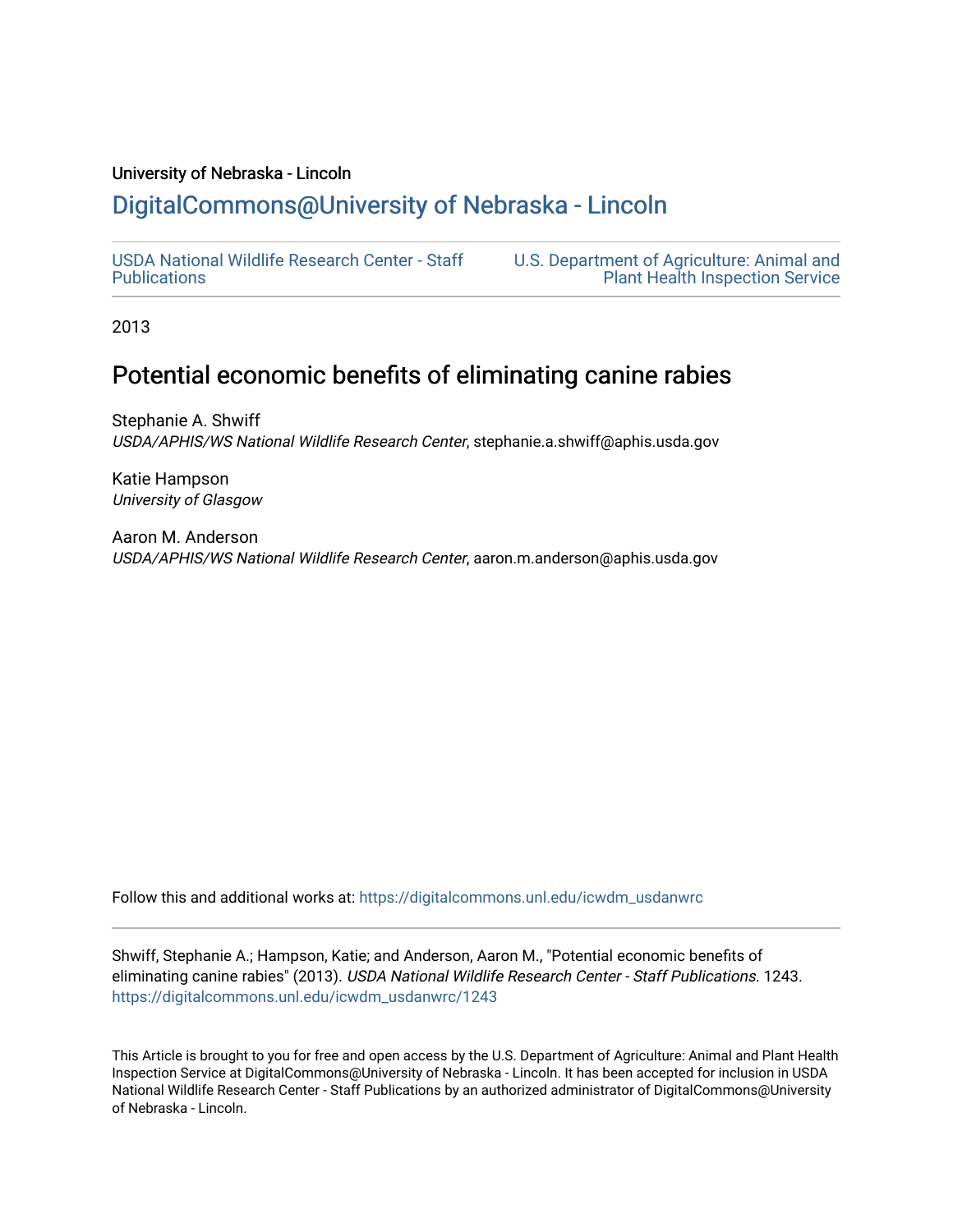University of Nebraska - Lincoln

## DigitalCommons@University of Nebraska - Lincoln

USDA National Wildlife Research Center - Staff Publications

U.S. Department of Agriculture: Animal and Plant Health Inspection Service

2013

# Potential economic benefits of eliminating canine rabies

Stephanie A. Shwiff
*USDA/APHIS/WS National Wildlife Research Center*, stephanie.a.shwiff@aphis.usda.gov

Katie Hampson
*University of Glasgow*

Aaron M. Anderson
*USDA/APHIS/WS National Wildlife Research Center*, aaron.m.anderson@aphis.usda.gov

Follow this and additional works at: https://digitalcommons.unl.edu/icwdm_usdanwrc

Shwiff, Stephanie A.; Hampson, Katie; and Anderson, Aaron M., "Potential economic benefits of eliminating canine rabies" (2013). *USDA National Wildlife Research Center - Staff Publications*. 1243.
https://digitalcommons.unl.edu/icwdm_usdanwrc/1243

This Article is brought to you for free and open access by the U.S. Department of Agriculture: Animal and Plant Health Inspection Service at DigitalCommons@University of Nebraska - Lincoln. It has been accepted for inclusion in USDA National Wildlife Research Center - Staff Publications by an authorized administrator of DigitalCommons@University of Nebraska - Lincoln.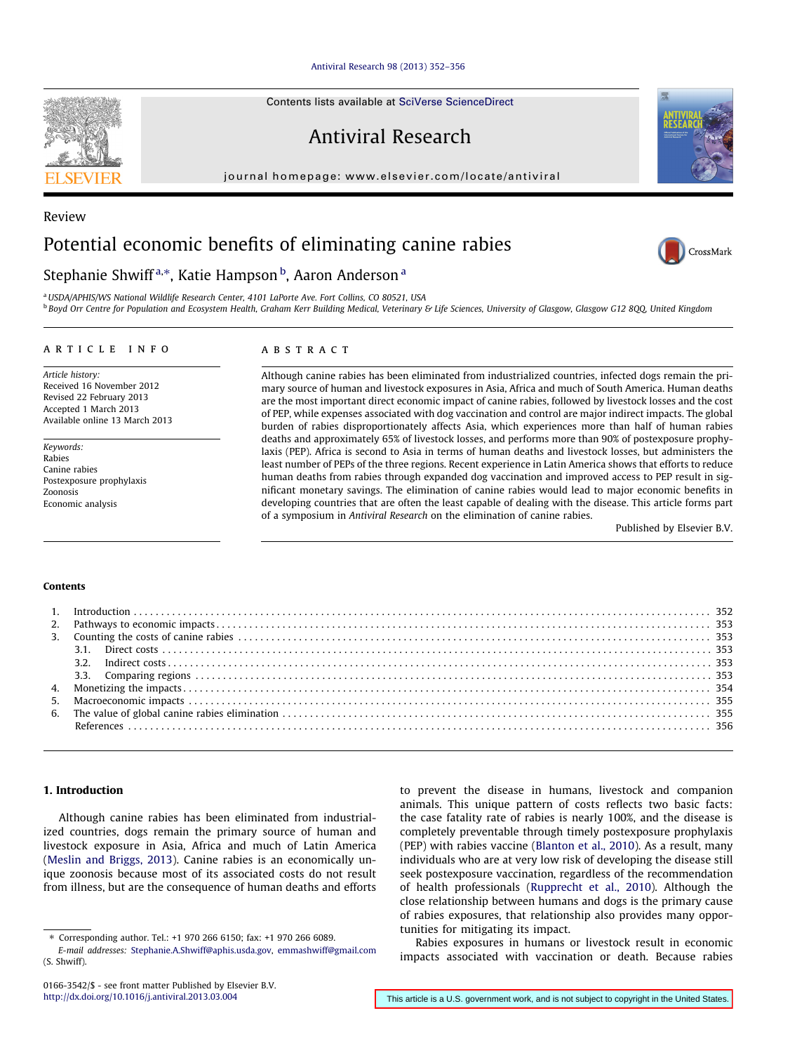Review

# Potential economic benefits of eliminating canine rabies

Stephanie Shwiff [a,*], Katie Hampson [b], Aaron Anderson [a]

[a] USDA/APHIS/WS National Wildlife Research Center, 4101 LaPorte Ave. Fort Collins, CO 80521, USA

[b] Boyd Orr Centre for Population and Ecosystem Health, Graham Kerr Building Medical, Veterinary & Life Sciences, University of Glasgow, Glasgow G12 8QQ, United Kingdom

## ARTICLE INFO

*Article history:*
Received 16 November 2012
Revised 22 February 2013
Accepted 1 March 2013
Available online 13 March 2013

*Keywords:*
Rabies
Canine rabies
Postexposure prophylaxis
Zoonosis
Economic analysis

## ABSTRACT

Although canine rabies has been eliminated from industrialized countries, infected dogs remain the primary source of human and livestock exposures in Asia, Africa and much of South America. Human deaths are the most important direct economic impact of canine rabies, followed by livestock losses and the cost of PEP, while expenses associated with dog vaccination and control are major indirect impacts. The global burden of rabies disproportionately affects Asia, which experiences more than half of human rabies deaths and approximately 65% of livestock losses, and performs more than 90% of postexposure prophylaxis (PEP). Africa is second to Asia in terms of human deaths and livestock losses, but administers the least number of PEPs of the three regions. Recent experience in Latin America shows that efforts to reduce human deaths from rabies through expanded dog vaccination and improved access to PEP result in significant monetary savings. The elimination of canine rabies would lead to major economic benefits in developing countries that are often the least capable of dealing with the disease. This article forms part of a symposium in *Antiviral Research* on the elimination of canine rabies.

Published by Elsevier B.V.

**Contents**

1. Introduction . . . 352
2. Pathways to economic impacts . . . 353
3. Counting the costs of canine rabies . . . 353
   3.1. Direct costs . . . 353
   3.2. Indirect costs . . . 353
   3.3. Comparing regions . . . 353
4. Monetizing the impacts . . . 354
5. Macroeconomic impacts . . . 355
6. The value of global canine rabies elimination . . . 355
   References . . . 356

## 1. Introduction

Although canine rabies has been eliminated from industrialized countries, dogs remain the primary source of human and livestock exposure in Asia, Africa and much of Latin America (Meslin and Briggs, 2013). Canine rabies is an economically unique zoonosis because most of its associated costs do not result from illness, but are the consequence of human deaths and efforts to prevent the disease in humans, livestock and companion animals. This unique pattern of costs reflects two basic facts: the case fatality rate of rabies is nearly 100%, and the disease is completely preventable through timely postexposure prophylaxis (PEP) with rabies vaccine (Blanton et al., 2010). As a result, many individuals who are at very low risk of developing the disease still seek postexposure vaccination, regardless of the recommendation of health professionals (Rupprecht et al., 2010). Although the close relationship between humans and dogs is the primary cause of rabies exposures, that relationship also provides many opportunities for mitigating its impact.

Rabies exposures in humans or livestock result in economic impacts associated with vaccination or death. Because rabies

* Corresponding author. Tel.: +1 970 266 6150; fax: +1 970 266 6089.
E-mail addresses: Stephanie.A.Shwiff@aphis.usda.gov, emmashwiff@gmail.com (S. Shwiff).

0166-3542/$ - see front matter Published by Elsevier B.V.
http://dx.doi.org/10.1016/j.antiviral.2013.03.004

This article is a U.S. government work, and is not subject to copyright in the United States.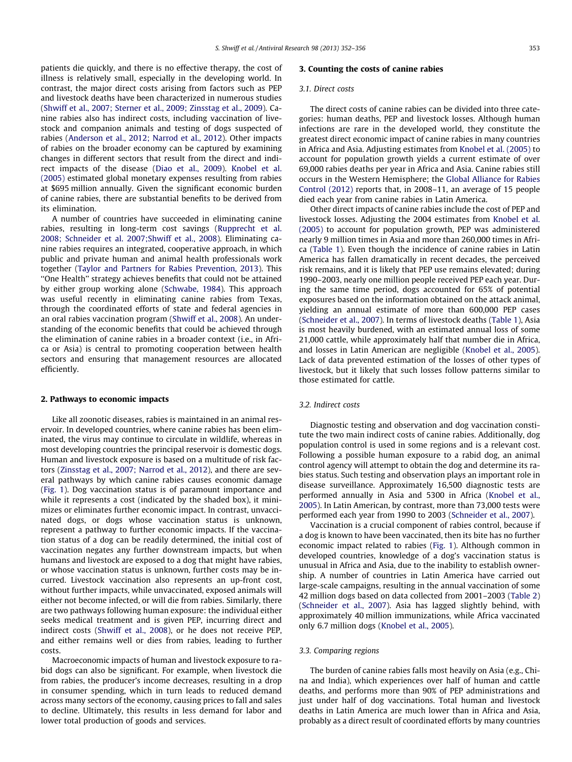patients die quickly, and there is no effective therapy, the cost of illness is relatively small, especially in the developing world. In contrast, the major direct costs arising from factors such as PEP and livestock deaths have been characterized in numerous studies (Shwiff et al., 2007; Sterner et al., 2009; Zinsstag et al., 2009). Canine rabies also has indirect costs, including vaccination of livestock and companion animals and testing of dogs suspected of rabies (Anderson et al., 2012; Narrod et al., 2012). Other impacts of rabies on the broader economy can be captured by examining changes in different sectors that result from the direct and indirect impacts of the disease (Diao et al., 2009). Knobel et al. (2005) estimated global monetary expenses resulting from rabies at $695 million annually. Given the significant economic burden of canine rabies, there are substantial benefits to be derived from its elimination.

A number of countries have succeeded in eliminating canine rabies, resulting in long-term cost savings (Rupprecht et al. 2008; Schneider et al. 2007;Shwiff et al., 2008). Eliminating canine rabies requires an integrated, cooperative approach, in which public and private human and animal health professionals work together (Taylor and Partners for Rabies Prevention, 2013). This "One Health" strategy achieves benefits that could not be attained by either group working alone (Schwabe, 1984). This approach was useful recently in eliminating canine rabies from Texas, through the coordinated efforts of state and federal agencies in an oral rabies vaccination program (Shwiff et al., 2008). An understanding of the economic benefits that could be achieved through the elimination of canine rabies in a broader context (i.e., in Africa or Asia) is central to promoting cooperation between health sectors and ensuring that management resources are allocated efficiently.

## 2. Pathways to economic impacts

Like all zoonotic diseases, rabies is maintained in an animal reservoir. In developed countries, where canine rabies has been eliminated, the virus may continue to circulate in wildlife, whereas in most developing countries the principal reservoir is domestic dogs. Human and livestock exposure is based on a multitude of risk factors (Zinsstag et al., 2007; Narrod et al., 2012), and there are several pathways by which canine rabies causes economic damage (Fig. 1). Dog vaccination status is of paramount importance and while it represents a cost (indicated by the shaded box), it minimizes or eliminates further economic impact. In contrast, unvaccinated dogs, or dogs whose vaccination status is unknown, represent a pathway to further economic impacts. If the vaccination status of a dog can be readily determined, the initial cost of vaccination negates any further downstream impacts, but when humans and livestock are exposed to a dog that might have rabies, or whose vaccination status is unknown, further costs may be incurred. Livestock vaccination also represents an up-front cost, without further impacts, while unvaccinated, exposed animals will either not become infected, or will die from rabies. Similarly, there are two pathways following human exposure: the individual either seeks medical treatment and is given PEP, incurring direct and indirect costs (Shwiff et al., 2008), or he does not receive PEP, and either remains well or dies from rabies, leading to further costs.

Macroeconomic impacts of human and livestock exposure to rabid dogs can also be significant. For example, when livestock die from rabies, the producer's income decreases, resulting in a drop in consumer spending, which in turn leads to reduced demand across many sectors of the economy, causing prices to fall and sales to decline. Ultimately, this results in less demand for labor and lower total production of goods and services.

## 3. Counting the costs of canine rabies

### 3.1. Direct costs

The direct costs of canine rabies can be divided into three categories: human deaths, PEP and livestock losses. Although human infections are rare in the developed world, they constitute the greatest direct economic impact of canine rabies in many countries in Africa and Asia. Adjusting estimates from Knobel et al. (2005) to account for population growth yields a current estimate of over 69,000 rabies deaths per year in Africa and Asia. Canine rabies still occurs in the Western Hemisphere; the Global Alliance for Rabies Control (2012) reports that, in 2008–11, an average of 15 people died each year from canine rabies in Latin America.

Other direct impacts of canine rabies include the cost of PEP and livestock losses. Adjusting the 2004 estimates from Knobel et al. (2005) to account for population growth, PEP was administered nearly 9 million times in Asia and more than 260,000 times in Africa (Table 1). Even though the incidence of canine rabies in Latin America has fallen dramatically in recent decades, the perceived risk remains, and it is likely that PEP use remains elevated; during 1990–2003, nearly one million people received PEP each year. During the same time period, dogs accounted for 65% of potential exposures based on the information obtained on the attack animal, yielding an annual estimate of more than 600,000 PEP cases (Schneider et al., 2007). In terms of livestock deaths (Table 1), Asia is most heavily burdened, with an estimated annual loss of some 21,000 cattle, while approximately half that number die in Africa, and losses in Latin American are negligible (Knobel et al., 2005). Lack of data prevented estimation of the losses of other types of livestock, but it likely that such losses follow patterns similar to those estimated for cattle.

### 3.2. Indirect costs

Diagnostic testing and observation and dog vaccination constitute the two main indirect costs of canine rabies. Additionally, dog population control is used in some regions and is a relevant cost. Following a possible human exposure to a rabid dog, an animal control agency will attempt to obtain the dog and determine its rabies status. Such testing and observation plays an important role in disease surveillance. Approximately 16,500 diagnostic tests are performed annually in Asia and 5300 in Africa (Knobel et al., 2005). In Latin American, by contrast, more than 73,000 tests were performed each year from 1990 to 2003 (Schneider et al., 2007).

Vaccination is a crucial component of rabies control, because if a dog is known to have been vaccinated, then its bite has no further economic impact related to rabies (Fig. 1). Although common in developed countries, knowledge of a dog's vaccination status is unusual in Africa and Asia, due to the inability to establish ownership. A number of countries in Latin America have carried out large-scale campaigns, resulting in the annual vaccination of some 42 million dogs based on data collected from 2001–2003 (Table 2) (Schneider et al., 2007). Asia has lagged slightly behind, with approximately 40 million immunizations, while Africa vaccinated only 6.7 million dogs (Knobel et al., 2005).

### 3.3. Comparing regions

The burden of canine rabies falls most heavily on Asia (e.g., China and India), which experiences over half of human and cattle deaths, and performs more than 90% of PEP administrations and just under half of dog vaccinations. Total human and livestock deaths in Latin America are much lower than in Africa and Asia, probably as a direct result of coordinated efforts by many countries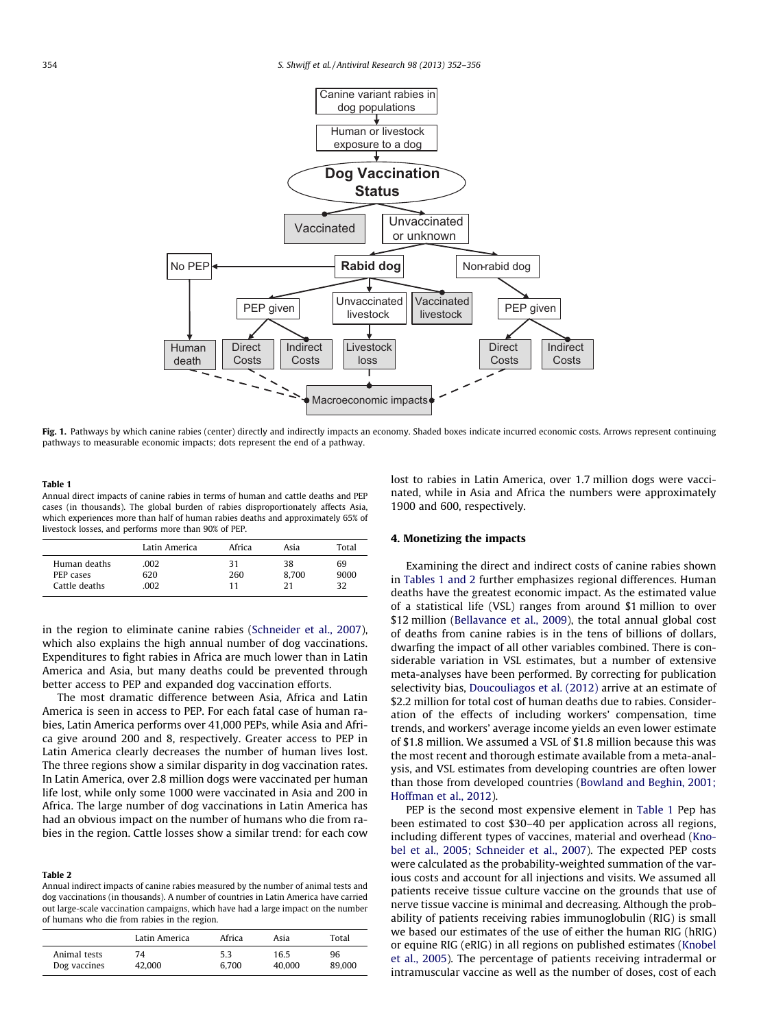**Fig. 1.** Pathways by which canine rabies (center) directly and indirectly impacts an economy. Shaded boxes indicate incurred economic costs. Arrows represent continuing pathways to measurable economic impacts; dots represent the end of a pathway.

**Table 1**
Annual direct impacts of canine rabies in terms of human and cattle deaths and PEP cases (in thousands). The global burden of rabies disproportionately affects Asia, which experiences more than half of human rabies deaths and approximately 65% of livestock losses, and performs more than 90% of PEP.

| | Latin America | Africa | Asia | Total |
|---|---|---|---|---|
| Human deaths | .002 | 31 | 38 | 69 |
| PEP cases | 620 | 260 | 8,700 | 9000 |
| Cattle deaths | .002 | 11 | 21 | 32 |

in the region to eliminate canine rabies (Schneider et al., 2007), which also explains the high annual number of dog vaccinations. Expenditures to fight rabies in Africa are much lower than in Latin America and Asia, but many deaths could be prevented through better access to PEP and expanded dog vaccination efforts.

The most dramatic difference between Asia, Africa and Latin America is seen in access to PEP. For each fatal case of human rabies, Latin America performs over 41,000 PEPs, while Asia and Africa give around 200 and 8, respectively. Greater access to PEP in Latin America clearly decreases the number of human lives lost. The three regions show a similar disparity in dog vaccination rates. In Latin America, over 2.8 million dogs were vaccinated per human life lost, while only some 1000 were vaccinated in Asia and 200 in Africa. The large number of dog vaccinations in Latin America has had an obvious impact on the number of humans who die from rabies in the region. Cattle losses show a similar trend: for each cow lost to rabies in Latin America, over 1.7 million dogs were vaccinated, while in Asia and Africa the numbers were approximately 1900 and 600, respectively.

**Table 2**
Annual indirect impacts of canine rabies measured by the number of animal tests and dog vaccinations (in thousands). A number of countries in Latin America have carried out large-scale vaccination campaigns, which have had a large impact on the number of humans who die from rabies in the region.

| | Latin America | Africa | Asia | Total |
|---|---|---|---|---|
| Animal tests | 74 | 5.3 | 16.5 | 96 |
| Dog vaccines | 42,000 | 6,700 | 40,000 | 89,000 |

## 4. Monetizing the impacts

Examining the direct and indirect costs of canine rabies shown in Tables 1 and 2 further emphasizes regional differences. Human deaths have the greatest economic impact. As the estimated value of a statistical life (VSL) ranges from around $1 million to over $12 million (Bellavance et al., 2009), the total annual global cost of deaths from canine rabies is in the tens of billions of dollars, dwarfing the impact of all other variables combined. There is considerable variation in VSL estimates, but a number of extensive meta-analyses have been performed. By correcting for publication selectivity bias, Doucouliagos et al. (2012) arrive at an estimate of $2.2 million for total cost of human deaths due to rabies. Consideration of the effects of including workers' compensation, time trends, and workers' average income yields an even lower estimate of $1.8 million. We assumed a VSL of $1.8 million because this was the most recent and thorough estimate available from a meta-analysis, and VSL estimates from developing countries are often lower than those from developed countries (Bowland and Beghin, 2001; Hoffman et al., 2012).

PEP is the second most expensive element in Table 1 Pep has been estimated to cost $30–40 per application across all regions, including different types of vaccines, material and overhead (Knobel et al., 2005; Schneider et al., 2007). The expected PEP costs were calculated as the probability-weighted summation of the various costs and account for all injections and visits. We assumed all patients receive tissue culture vaccine on the grounds that use of nerve tissue vaccine is minimal and decreasing. Although the probability of patients receiving rabies immunoglobulin (RIG) is small we based our estimates of the use of either the human RIG (hRIG) or equine RIG (eRIG) in all regions on published estimates (Knobel et al., 2005). The percentage of patients receiving intradermal or intramuscular vaccine as well as the number of doses, cost of each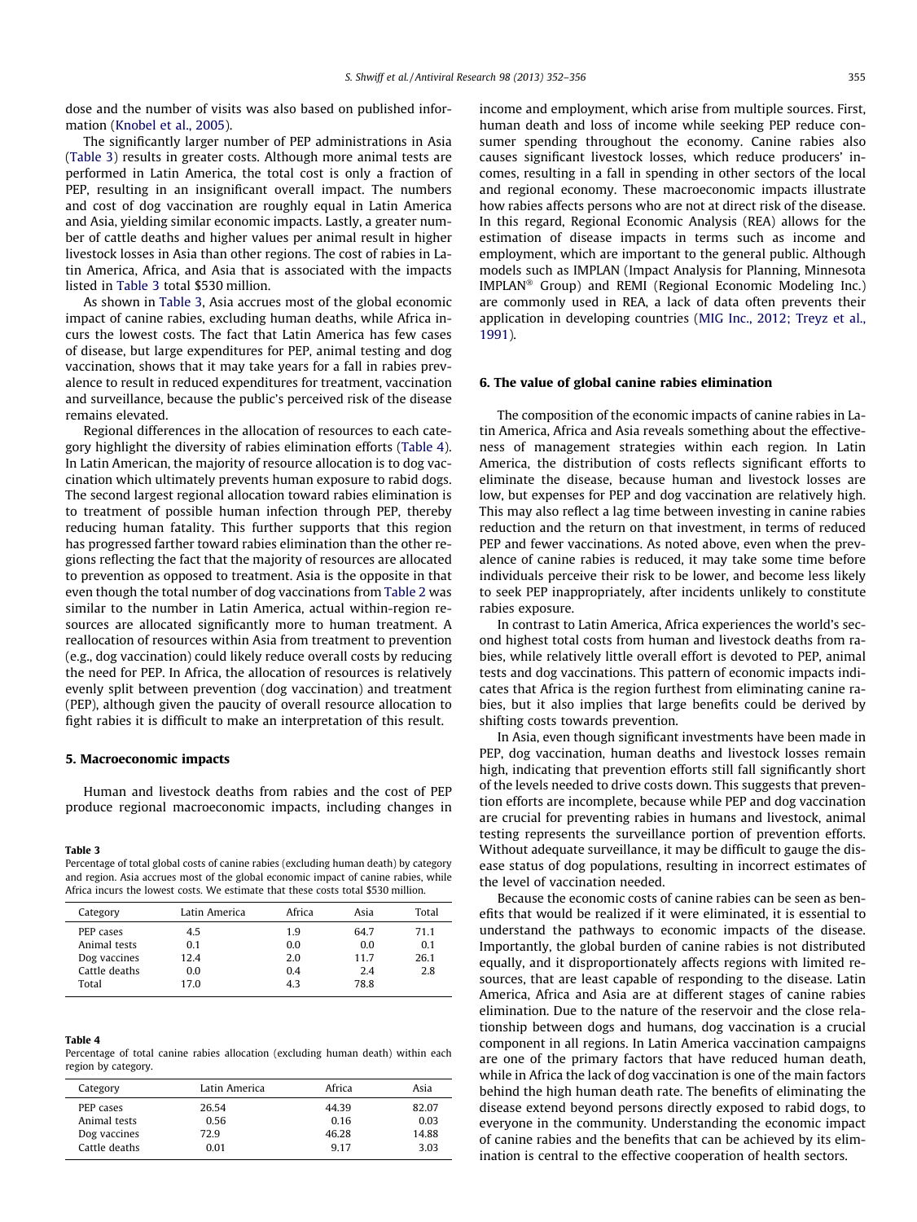dose and the number of visits was also based on published information (Knobel et al., 2005).

The significantly larger number of PEP administrations in Asia (Table 3) results in greater costs. Although more animal tests are performed in Latin America, the total cost is only a fraction of PEP, resulting in an insignificant overall impact. The numbers and cost of dog vaccination are roughly equal in Latin America and Asia, yielding similar economic impacts. Lastly, a greater number of cattle deaths and higher values per animal result in higher livestock losses in Asia than other regions. The cost of rabies in Latin America, Africa, and Asia that is associated with the impacts listed in Table 3 total $530 million.

As shown in Table 3, Asia accrues most of the global economic impact of canine rabies, excluding human deaths, while Africa incurs the lowest costs. The fact that Latin America has few cases of disease, but large expenditures for PEP, animal testing and dog vaccination, shows that it may take years for a fall in rabies prevalence to result in reduced expenditures for treatment, vaccination and surveillance, because the public's perceived risk of the disease remains elevated.

Regional differences in the allocation of resources to each category highlight the diversity of rabies elimination efforts (Table 4). In Latin American, the majority of resource allocation is to dog vaccination which ultimately prevents human exposure to rabid dogs. The second largest regional allocation toward rabies elimination is to treatment of possible human infection through PEP, thereby reducing human fatality. This further supports that this region has progressed farther toward rabies elimination than the other regions reflecting the fact that the majority of resources are allocated to prevention as opposed to treatment. Asia is the opposite in that even though the total number of dog vaccinations from Table 2 was similar to the number in Latin America, actual within-region resources are allocated significantly more to human treatment. A reallocation of resources within Asia from treatment to prevention (e.g., dog vaccination) could likely reduce overall costs by reducing the need for PEP. In Africa, the allocation of resources is relatively evenly split between prevention (dog vaccination) and treatment (PEP), although given the paucity of overall resource allocation to fight rabies it is difficult to make an interpretation of this result.

## 5. Macroeconomic impacts

Human and livestock deaths from rabies and the cost of PEP produce regional macroeconomic impacts, including changes in income and employment, which arise from multiple sources. First, human death and loss of income while seeking PEP reduce consumer spending throughout the economy. Canine rabies also causes significant livestock losses, which reduce producers' incomes, resulting in a fall in spending in other sectors of the local and regional economy. These macroeconomic impacts illustrate how rabies affects persons who are not at direct risk of the disease. In this regard, Regional Economic Analysis (REA) allows for the estimation of disease impacts in terms such as income and employment, which are important to the general public. Although models such as IMPLAN (Impact Analysis for Planning, Minnesota IMPLAN® Group) and REMI (Regional Economic Modeling Inc.) are commonly used in REA, a lack of data often prevents their application in developing countries (MIG Inc., 2012; Treyz et al., 1991).

**Table 3**
Percentage of total global costs of canine rabies (excluding human death) by category and region. Asia accrues most of the global economic impact of canine rabies, while Africa incurs the lowest costs. We estimate that these costs total $530 million.

| Category | Latin America | Africa | Asia | Total |
|---|---|---|---|---|
| PEP cases | 4.5 | 1.9 | 64.7 | 71.1 |
| Animal tests | 0.1 | 0.0 | 0.0 | 0.1 |
| Dog vaccines | 12.4 | 2.0 | 11.7 | 26.1 |
| Cattle deaths | 0.0 | 0.4 | 2.4 | 2.8 |
| Total | 17.0 | 4.3 | 78.8 | |

**Table 4**
Percentage of total canine rabies allocation (excluding human death) within each region by category.

| Category | Latin America | Africa | Asia |
|---|---|---|---|
| PEP cases | 26.54 | 44.39 | 82.07 |
| Animal tests | 0.56 | 0.16 | 0.03 |
| Dog vaccines | 72.9 | 46.28 | 14.88 |
| Cattle deaths | 0.01 | 9.17 | 3.03 |

## 6. The value of global canine rabies elimination

The composition of the economic impacts of canine rabies in Latin America, Africa and Asia reveals something about the effectiveness of management strategies within each region. In Latin America, the distribution of costs reflects significant efforts to eliminate the disease, because human and livestock losses are low, but expenses for PEP and dog vaccination are relatively high. This may also reflect a lag time between investing in canine rabies reduction and the return on that investment, in terms of reduced PEP and fewer vaccinations. As noted above, even when the prevalence of canine rabies is reduced, it may take some time before individuals perceive their risk to be lower, and become less likely to seek PEP inappropriately, after incidents unlikely to constitute rabies exposure.

In contrast to Latin America, Africa experiences the world's second highest total costs from human and livestock deaths from rabies, while relatively little overall effort is devoted to PEP, animal tests and dog vaccinations. This pattern of economic impacts indicates that Africa is the region furthest from eliminating canine rabies, but it also implies that large benefits could be derived by shifting costs towards prevention.

In Asia, even though significant investments have been made in PEP, dog vaccination, human deaths and livestock losses remain high, indicating that prevention efforts still fall significantly short of the levels needed to drive costs down. This suggests that prevention efforts are incomplete, because while PEP and dog vaccination are crucial for preventing rabies in humans and livestock, animal testing represents the surveillance portion of prevention efforts. Without adequate surveillance, it may be difficult to gauge the disease status of dog populations, resulting in incorrect estimates of the level of vaccination needed.

Because the economic costs of canine rabies can be seen as benefits that would be realized if it were eliminated, it is essential to understand the pathways to economic impacts of the disease. Importantly, the global burden of canine rabies is not distributed equally, and it disproportionately affects regions with limited resources, that are least capable of responding to the disease. Latin America, Africa and Asia are at different stages of canine rabies elimination. Due to the nature of the reservoir and the close relationship between dogs and humans, dog vaccination is a crucial component in all regions. In Latin America vaccination campaigns are one of the primary factors that have reduced human death, while in Africa the lack of dog vaccination is one of the main factors behind the high human death rate. The benefits of eliminating the disease extend beyond persons directly exposed to rabid dogs, to everyone in the community. Understanding the economic impact of canine rabies and the benefits that can be achieved by its elimination is central to the effective cooperation of health sectors.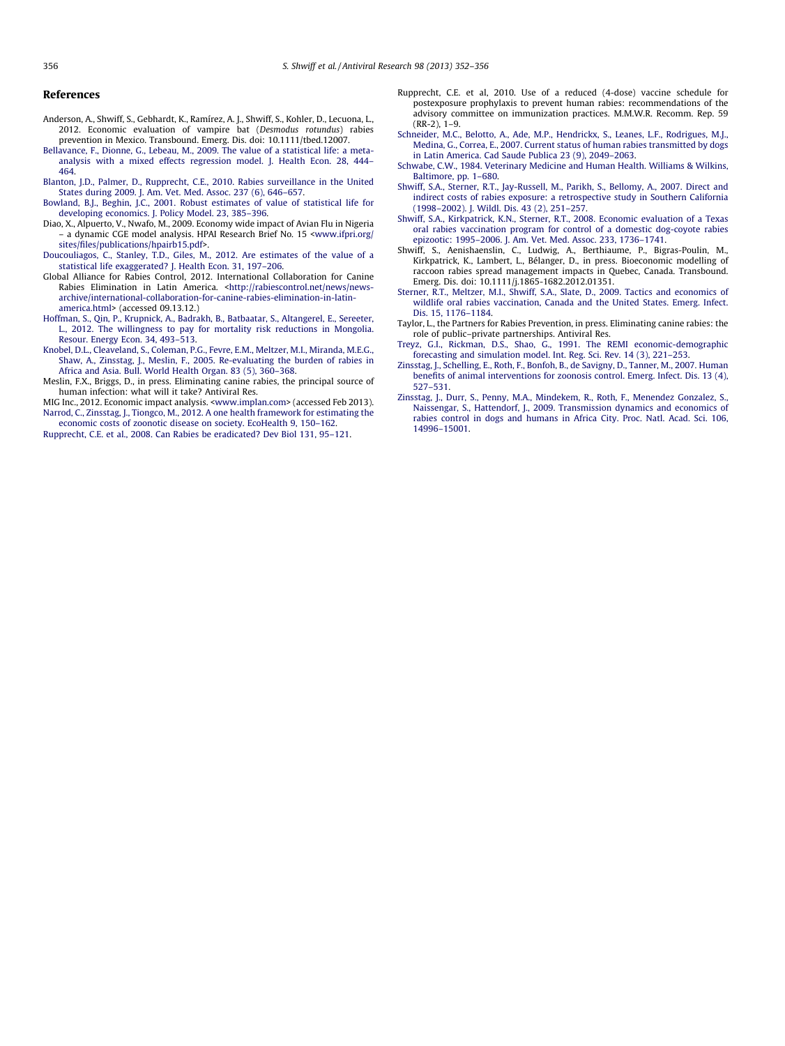## References

Anderson, A., Shwiff, S., Gebhardt, K., Ramírez, A. J., Shwiff, S., Kohler, D., Lecuona, L., 2012. Economic evaluation of vampire bat (*Desmodus rotundus*) rabies prevention in Mexico. Transbound. Emerg. Dis. doi: 10.1111/tbed.12007.

Bellavance, F., Dionne, G., Lebeau, M., 2009. The value of a statistical life: a meta-analysis with a mixed effects regression model. J. Health Econ. 28, 444–464.

Blanton, J.D., Palmer, D., Rupprecht, C.E., 2010. Rabies surveillance in the United States during 2009. J. Am. Vet. Med. Assoc. 237 (6), 646–657.

Bowland, B.J., Beghin, J.C., 2001. Robust estimates of value of statistical life for developing economics. J. Policy Model. 23, 385–396.

Diao, X., Alpuerto, V., Nwafo, M., 2009. Economy wide impact of Avian Flu in Nigeria – a dynamic CGE model analysis. HPAI Research Brief No. 15 <www.ifpri.org/sites/files/publications/hpairb15.pdf>.

Doucouliagos, C., Stanley, T.D., Giles, M., 2012. Are estimates of the value of a statistical life exaggerated? J. Health Econ. 31, 197–206.

Global Alliance for Rabies Control, 2012. International Collaboration for Canine Rabies Elimination in Latin America. <http://rabiescontrol.net/news/news-archive/international-collaboration-for-canine-rabies-elimination-in-latin-america.html> (accessed 09.13.12.)

Hoffman, S., Qin, P., Krupnick, A., Badrakh, B., Batbaatar, S., Altangerel, E., Sereeter, L., 2012. The willingness to pay for mortality risk reductions in Mongolia. Resour. Energy Econ. 34, 493–513.

Knobel, D.L., Cleaveland, S., Coleman, P.G., Fevre, E.M., Meltzer, M.I., Miranda, M.E.G., Shaw, A., Zinsstag, J., Meslin, F., 2005. Re-evaluating the burden of rabies in Africa and Asia. Bull. World Health Organ. 83 (5), 360–368.

Meslin, F.X., Briggs, D., in press. Eliminating canine rabies, the principal source of human infection: what will it take? Antiviral Res.

MIG Inc., 2012. Economic impact analysis. <www.implan.com> (accessed Feb 2013).

Narrod, C., Zinsstag, J., Tiongco, M., 2012. A one health framework for estimating the economic costs of zoonotic disease on society. EcoHealth 9, 150–162.

Rupprecht, C.E. et al., 2008. Can Rabies be eradicated? Dev Biol 131, 95–121.

Rupprecht, C.E. et al, 2010. Use of a reduced (4-dose) vaccine schedule for postexposure prophylaxis to prevent human rabies: recommendations of the advisory committee on immunization practices. M.M.W.R. Recomm. Rep. 59 (RR-2), 1–9.

Schneider, M.C., Belotto, A., Ade, M.P., Hendrickx, S., Leanes, L.F., Rodrigues, M.J., Medina, G., Correa, E., 2007. Current status of human rabies transmitted by dogs in Latin America. Cad Saude Publica 23 (9), 2049–2063.

Schwabe, C.W., 1984. Veterinary Medicine and Human Health. Williams & Wilkins, Baltimore, pp. 1–680.

Shwiff, S.A., Sterner, R.T., Jay-Russell, M., Parikh, S., Bellomy, A., 2007. Direct and indirect costs of rabies exposure: a retrospective study in Southern California (1998–2002). J. Wildl. Dis. 43 (2), 251–257.

Shwiff, S.A., Kirkpatrick, K.N., Sterner, R.T., 2008. Economic evaluation of a Texas oral rabies vaccination program for control of a domestic dog-coyote rabies epizootic: 1995–2006. J. Am. Vet. Med. Assoc. 233, 1736–1741.

Shwiff, S., Aenishaenslin, C., Ludwig, A., Berthiaume, P., Bigras-Poulin, M., Kirkpatrick, K., Lambert, L., Bélanger, D., in press. Bioeconomic modelling of raccoon rabies spread management impacts in Quebec, Canada. Transbound. Emerg. Dis. doi: 10.1111/j.1865-1682.2012.01351.

Sterner, R.T., Meltzer, M.I., Shwiff, S.A., Slate, D., 2009. Tactics and economics of wildlife oral rabies vaccination, Canada and the United States. Emerg. Infect. Dis. 15, 1176–1184.

Taylor, L., the Partners for Rabies Prevention, in press. Eliminating canine rabies: the role of public–private partnerships. Antiviral Res.

Treyz, G.I., Rickman, D.S., Shao, G., 1991. The REMI economic-demographic forecasting and simulation model. Int. Reg. Sci. Rev. 14 (3), 221–253.

Zinsstag, J., Schelling, E., Roth, F., Bonfoh, B., de Savigny, D., Tanner, M., 2007. Human benefits of animal interventions for zoonosis control. Emerg. Infect. Dis. 13 (4), 527–531.

Zinsstag, J., Durr, S., Penny, M.A., Mindekem, R., Roth, F., Menendez Gonzalez, S., Naissengar, S., Hattendorf, J., 2009. Transmission dynamics and economics of rabies control in dogs and humans in Africa City. Proc. Natl. Acad. Sci. 106, 14996–15001.